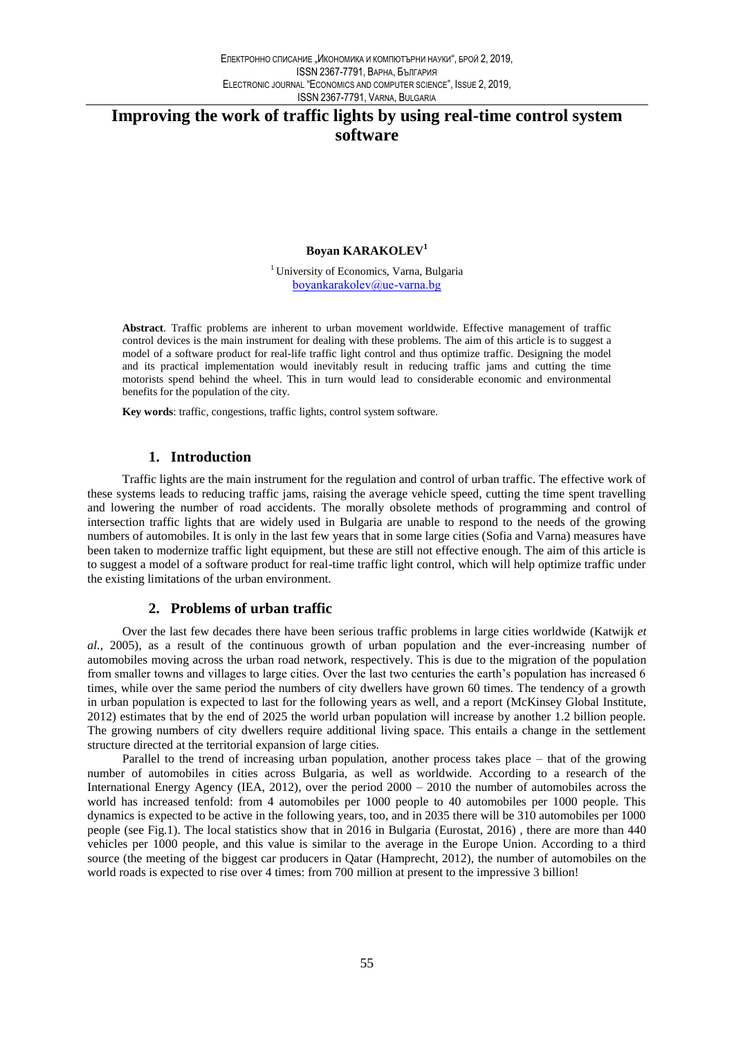# Improving the work of traffic lights by using real-time control system software

**Boyan KARAKOLEV**[1]

[1] University of Economics, Varna, Bulgaria
boyankarakolev@ue-varna.bg

**Abstract**. Traffic problems are inherent to urban movement worldwide. Effective management of traffic control devices is the main instrument for dealing with these problems. The aim of this article is to suggest a model of a software product for real-life traffic light control and thus optimize traffic. Designing the model and its practical implementation would inevitably result in reducing traffic jams and cutting the time motorists spend behind the wheel. This in turn would lead to considerable economic and environmental benefits for the population of the city.

**Key words**: traffic, congestions, traffic lights, control system software.

## 1. Introduction

Traffic lights are the main instrument for the regulation and control of urban traffic. The effective work of these systems leads to reducing traffic jams, raising the average vehicle speed, cutting the time spent travelling and lowering the number of road accidents. The morally obsolete methods of programming and control of intersection traffic lights that are widely used in Bulgaria are unable to respond to the needs of the growing numbers of automobiles. It is only in the last few years that in some large cities (Sofia and Varna) measures have been taken to modernize traffic light equipment, but these are still not effective enough. The aim of this article is to suggest a model of a software product for real-time traffic light control, which will help optimize traffic under the existing limitations of the urban environment.

## 2. Problems of urban traffic

Over the last few decades there have been serious traffic problems in large cities worldwide (Katwijk *et al.*, 2005), as a result of the continuous growth of urban population and the ever-increasing number of automobiles moving across the urban road network, respectively. This is due to the migration of the population from smaller towns and villages to large cities. Over the last two centuries the earth's population has increased 6 times, while over the same period the numbers of city dwellers have grown 60 times. The tendency of a growth in urban population is expected to last for the following years as well, and a report (McKinsey Global Institute, 2012) estimates that by the end of 2025 the world urban population will increase by another 1.2 billion people. The growing numbers of city dwellers require additional living space. This entails a change in the settlement structure directed at the territorial expansion of large cities.

Parallel to the trend of increasing urban population, another process takes place – that of the growing number of automobiles in cities across Bulgaria, as well as worldwide. According to a research of the International Energy Agency (IEA, 2012), over the period 2000 – 2010 the number of automobiles across the world has increased tenfold: from 4 automobiles per 1000 people to 40 automobiles per 1000 people. This dynamics is expected to be active in the following years, too, and in 2035 there will be 310 automobiles per 1000 people (see Fig.1). The local statistics show that in 2016 in Bulgaria (Eurostat, 2016) , there are more than 440 vehicles per 1000 people, and this value is similar to the average in the Europe Union. According to a third source (the meeting of the biggest car producers in Qatar (Hamprecht, 2012), the number of automobiles on the world roads is expected to rise over 4 times: from 700 million at present to the impressive 3 billion!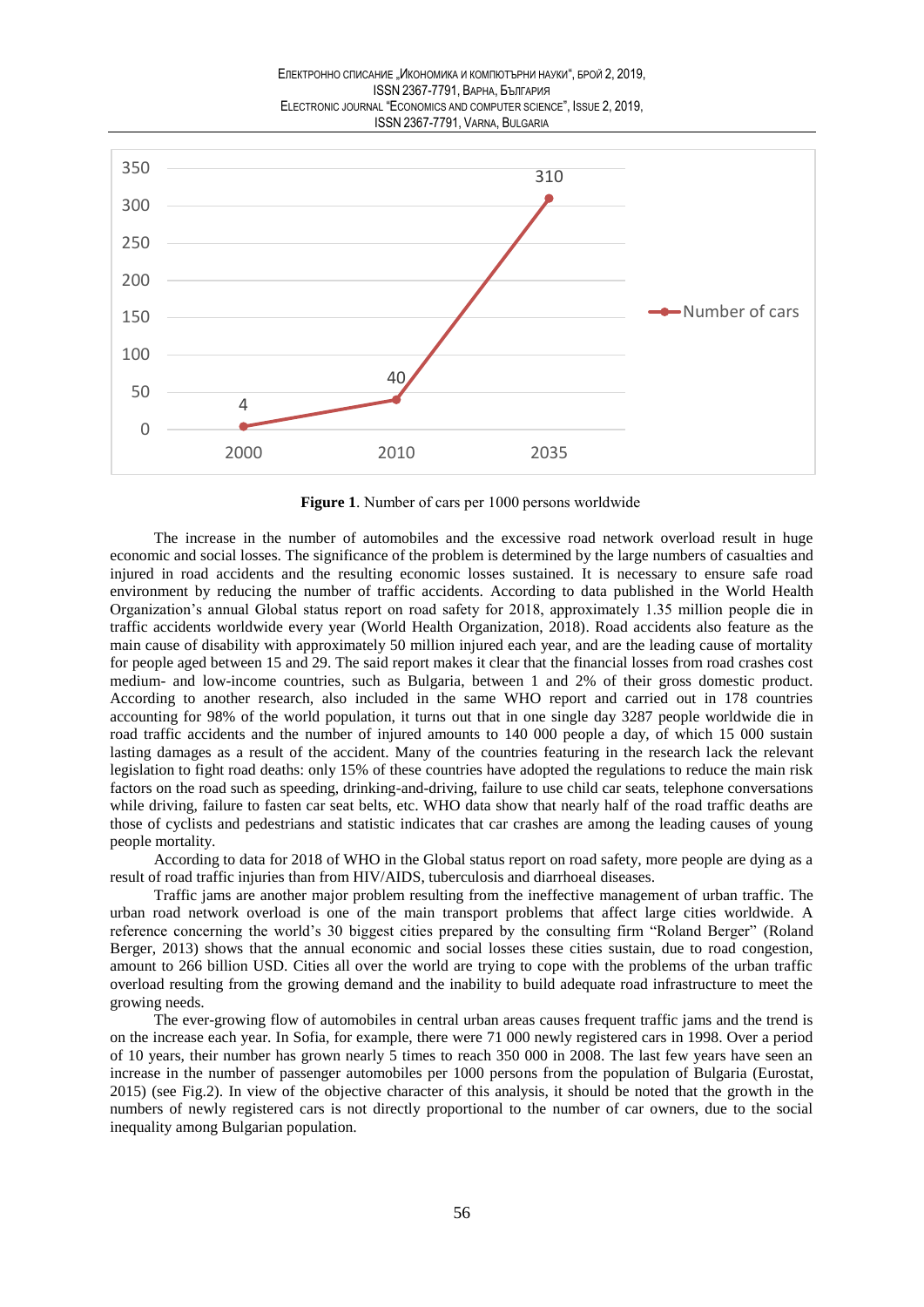**Figure 1**. Number of cars per 1000 persons worldwide

The increase in the number of automobiles and the excessive road network overload result in huge economic and social losses. The significance of the problem is determined by the large numbers of casualties and injured in road accidents and the resulting economic losses sustained. It is necessary to ensure safe road environment by reducing the number of traffic accidents. According to data published in the World Health Organization's annual Global status report on road safety for 2018, approximately 1.35 million people die in traffic accidents worldwide every year (World Health Organization, 2018). Road accidents also feature as the main cause of disability with approximately 50 million injured each year, and are the leading cause of mortality for people aged between 15 and 29. The said report makes it clear that the financial losses from road crashes cost medium- and low-income countries, such as Bulgaria, between 1 and 2% of their gross domestic product. According to another research, also included in the same WHO report and carried out in 178 countries accounting for 98% of the world population, it turns out that in one single day 3287 people worldwide die in road traffic accidents and the number of injured amounts to 140 000 people a day, of which 15 000 sustain lasting damages as a result of the accident. Many of the countries featuring in the research lack the relevant legislation to fight road deaths: only 15% of these countries have adopted the regulations to reduce the main risk factors on the road such as speeding, drinking-and-driving, failure to use child car seats, telephone conversations while driving, failure to fasten car seat belts, etc. WHO data show that nearly half of the road traffic deaths are those of cyclists and pedestrians and statistic indicates that car crashes are among the leading causes of young people mortality.

According to data for 2018 of WHO in the Global status report on road safety, more people are dying as a result of road traffic injuries than from HIV/AIDS, tuberculosis and diarrhoeal diseases.

Traffic jams are another major problem resulting from the ineffective management of urban traffic. The urban road network overload is one of the main transport problems that affect large cities worldwide. A reference concerning the world's 30 biggest cities prepared by the consulting firm "Roland Berger" (Roland Berger, 2013) shows that the annual economic and social losses these cities sustain, due to road congestion, amount to 266 billion USD. Cities all over the world are trying to cope with the problems of the urban traffic overload resulting from the growing demand and the inability to build adequate road infrastructure to meet the growing needs.

The ever-growing flow of automobiles in central urban areas causes frequent traffic jams and the trend is on the increase each year. In Sofia, for example, there were 71 000 newly registered cars in 1998. Over a period of 10 years, their number has grown nearly 5 times to reach 350 000 in 2008. The last few years have seen an increase in the number of passenger automobiles per 1000 persons from the population of Bulgaria (Eurostat, 2015) (see Fig.2). In view of the objective character of this analysis, it should be noted that the growth in the numbers of newly registered cars is not directly proportional to the number of car owners, due to the social inequality among Bulgarian population.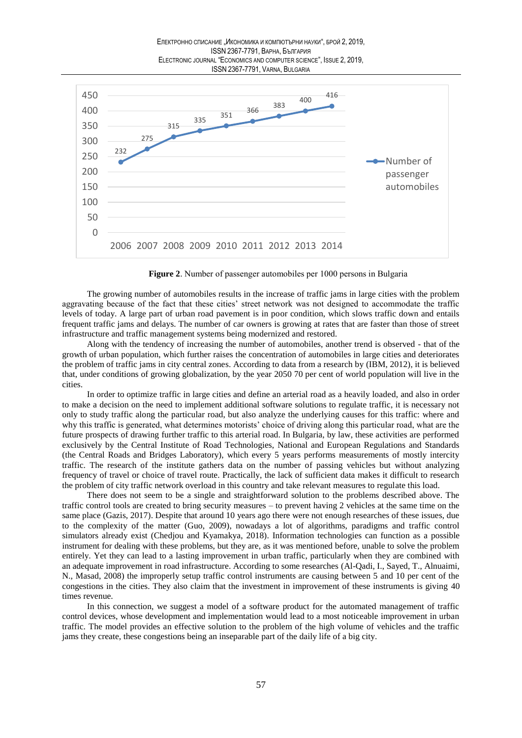**Figure 2**. Number of passenger automobiles per 1000 persons in Bulgaria

The growing number of automobiles results in the increase of traffic jams in large cities with the problem aggravating because of the fact that these cities' street network was not designed to accommodate the traffic levels of today. A large part of urban road pavement is in poor condition, which slows traffic down and entails frequent traffic jams and delays. The number of car owners is growing at rates that are faster than those of street infrastructure and traffic management systems being modernized and restored.

Along with the tendency of increasing the number of automobiles, another trend is observed - that of the growth of urban population, which further raises the concentration of automobiles in large cities and deteriorates the problem of traffic jams in city central zones. According to data from a research by (IBM, 2012), it is believed that, under conditions of growing globalization, by the year 2050 70 per cent of world population will live in the cities.

In order to optimize traffic in large cities and define an arterial road as a heavily loaded, and also in order to make a decision on the need to implement additional software solutions to regulate traffic, it is necessary not only to study traffic along the particular road, but also analyze the underlying causes for this traffic: where and why this traffic is generated, what determines motorists' choice of driving along this particular road, what are the future prospects of drawing further traffic to this arterial road. In Bulgaria, by law, these activities are performed exclusively by the Central Institute of Road Technologies, National and European Regulations and Standards (the Central Roads and Bridges Laboratory), which every 5 years performs measurements of mostly intercity traffic. The research of the institute gathers data on the number of passing vehicles but without analyzing frequency of travel or choice of travel route. Practically, the lack of sufficient data makes it difficult to research the problem of city traffic network overload in this country and take relevant measures to regulate this load.

There does not seem to be a single and straightforward solution to the problems described above. The traffic control tools are created to bring security measures – to prevent having 2 vehicles at the same time on the same place (Gazis, 2017). Despite that around 10 years ago there were not enough researches of these issues, due to the complexity of the matter (Guo, 2009), nowadays a lot of algorithms, paradigms and traffic control simulators already exist (Chedjou and Kyamakya, 2018). Information technologies can function as a possible instrument for dealing with these problems, but they are, as it was mentioned before, unable to solve the problem entirely. Yet they can lead to a lasting improvement in urban traffic, particularly when they are combined with an adequate improvement in road infrastructure. According to some researches (Al-Qadi, I., Sayed, T., Alnuaimi, N., Masad, 2008) the improperly setup traffic control instruments are causing between 5 and 10 per cent of the congestions in the cities. They also claim that the investment in improvement of these instruments is giving 40 times revenue.

In this connection, we suggest a model of a software product for the automated management of traffic control devices, whose development and implementation would lead to a most noticeable improvement in urban traffic. The model provides an effective solution to the problem of the high volume of vehicles and the traffic jams they create, these congestions being an inseparable part of the daily life of a big city.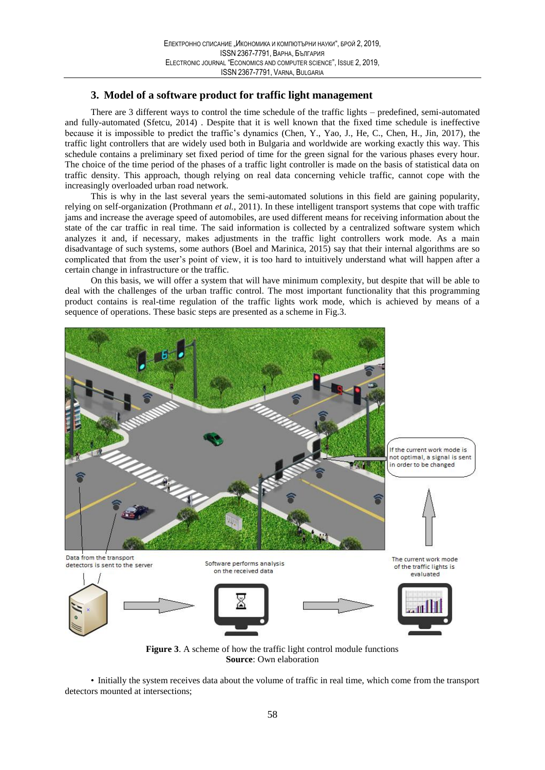## 3. Model of a software product for traffic light management

There are 3 different ways to control the time schedule of the traffic lights – predefined, semi-automated and fully-automated (Sfetcu, 2014) . Despite that it is well known that the fixed time schedule is ineffective because it is impossible to predict the traffic's dynamics (Chen, Y., Yao, J., He, C., Chen, H., Jin, 2017), the traffic light controllers that are widely used both in Bulgaria and worldwide are working exactly this way. This schedule contains a preliminary set fixed period of time for the green signal for the various phases every hour. The choice of the time period of the phases of a traffic light controller is made on the basis of statistical data on traffic density. This approach, though relying on real data concerning vehicle traffic, cannot cope with the increasingly overloaded urban road network.

This is why in the last several years the semi-automated solutions in this field are gaining popularity, relying on self-organization (Prothmann *et al.*, 2011). In these intelligent transport systems that cope with traffic jams and increase the average speed of automobiles, are used different means for receiving information about the state of the car traffic in real time. The said information is collected by a centralized software system which analyzes it and, if necessary, makes adjustments in the traffic light controllers work mode. As a main disadvantage of such systems, some authors (Boel and Marinica, 2015) say that their internal algorithms are so complicated that from the user's point of view, it is too hard to intuitively understand what will happen after a certain change in infrastructure or the traffic.

On this basis, we will offer a system that will have minimum complexity, but despite that will be able to deal with the challenges of the urban traffic control. The most important functionality that this programming product contains is real-time regulation of the traffic lights work mode, which is achieved by means of a sequence of operations. These basic steps are presented as a scheme in Fig.3.

**Figure 3**. A scheme of how the traffic light control module functions
**Source**: Own elaboration

- Initially the system receives data about the volume of traffic in real time, which come from the transport detectors mounted at intersections;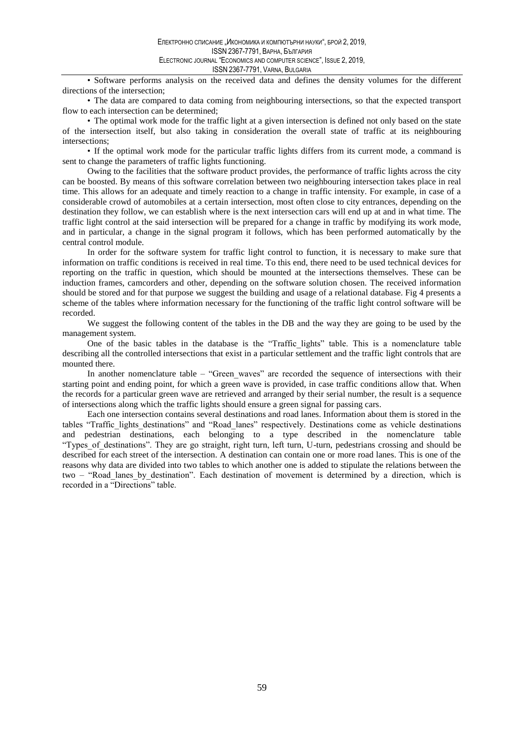• Software performs analysis on the received data and defines the density volumes for the different directions of the intersection;

• The data are compared to data coming from neighbouring intersections, so that the expected transport flow to each intersection can be determined;

• The optimal work mode for the traffic light at a given intersection is defined not only based on the state of the intersection itself, but also taking in consideration the overall state of traffic at its neighbouring intersections;

• If the optimal work mode for the particular traffic lights differs from its current mode, a command is sent to change the parameters of traffic lights functioning.

Owing to the facilities that the software product provides, the performance of traffic lights across the city can be boosted. By means of this software correlation between two neighbouring intersection takes place in real time. This allows for an adequate and timely reaction to a change in traffic intensity. For example, in case of a considerable crowd of automobiles at a certain intersection, most often close to city entrances, depending on the destination they follow, we can establish where is the next intersection cars will end up at and in what time. The traffic light control at the said intersection will be prepared for a change in traffic by modifying its work mode, and in particular, a change in the signal program it follows, which has been performed automatically by the central control module.

In order for the software system for traffic light control to function, it is necessary to make sure that information on traffic conditions is received in real time. To this end, there need to be used technical devices for reporting on the traffic in question, which should be mounted at the intersections themselves. These can be induction frames, camcorders and other, depending on the software solution chosen. The received information should be stored and for that purpose we suggest the building and usage of a relational database. Fig 4 presents a scheme of the tables where information necessary for the functioning of the traffic light control software will be recorded.

We suggest the following content of the tables in the DB and the way they are going to be used by the management system.

One of the basic tables in the database is the "Traffic_lights" table. This is a nomenclature table describing all the controlled intersections that exist in a particular settlement and the traffic light controls that are mounted there.

In another nomenclature table – "Green_waves" are recorded the sequence of intersections with their starting point and ending point, for which a green wave is provided, in case traffic conditions allow that. When the records for a particular green wave are retrieved and arranged by their serial number, the result is a sequence of intersections along which the traffic lights should ensure a green signal for passing cars.

Each one intersection contains several destinations and road lanes. Information about them is stored in the tables "Traffic_lights_destinations" and "Road_lanes" respectively. Destinations come as vehicle destinations and pedestrian destinations, each belonging to a type described in the nomenclature table "Types_of_destinations". They are go straight, right turn, left turn, U-turn, pedestrians crossing and should be described for each street of the intersection. A destination can contain one or more road lanes. This is one of the reasons why data are divided into two tables to which another one is added to stipulate the relations between the two – "Road_lanes_by_destination". Each destination of movement is determined by a direction, which is recorded in a "Directions" table.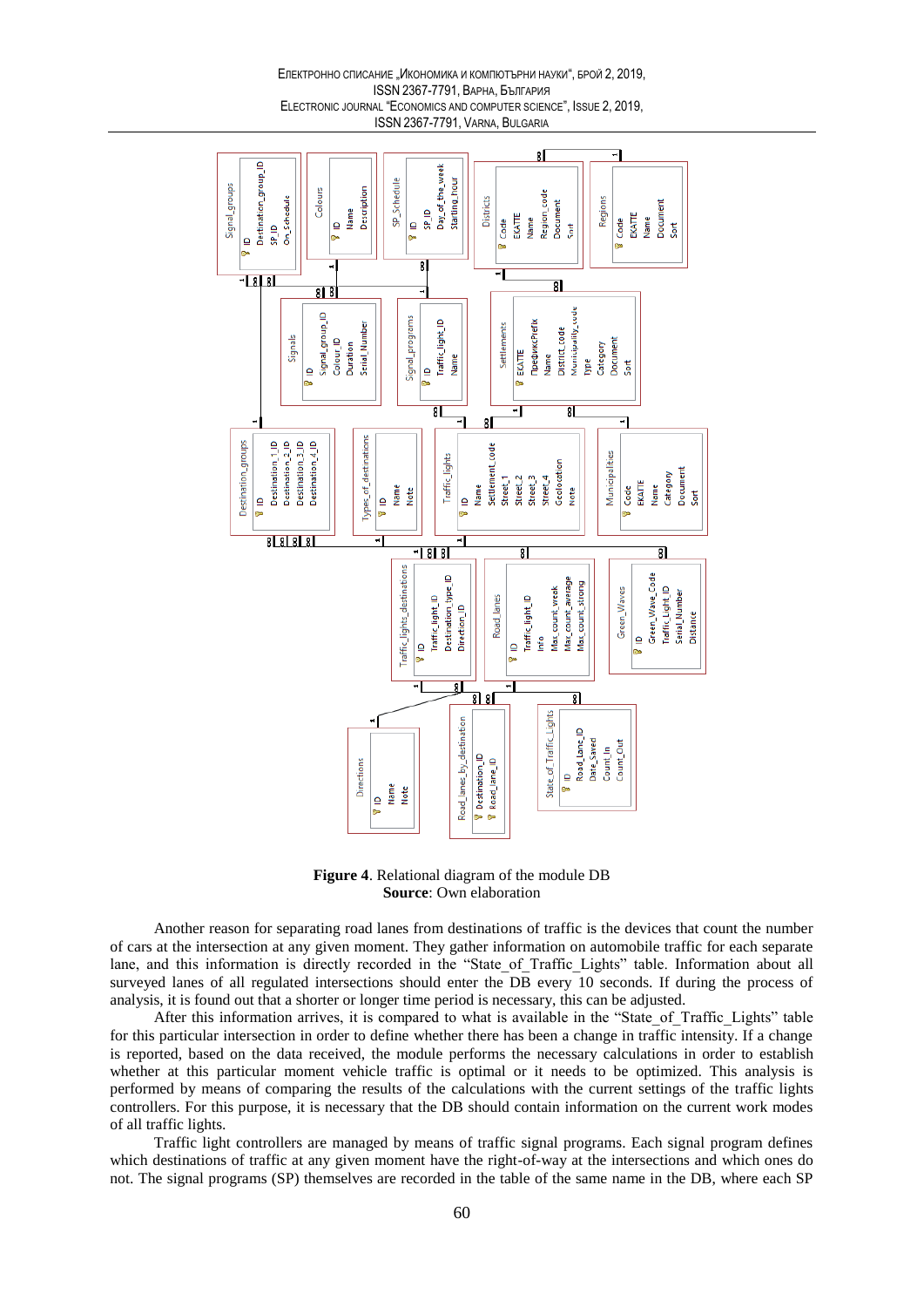**Figure 4**. Relational diagram of the module DB
**Source**: Own elaboration

Another reason for separating road lanes from destinations of traffic is the devices that count the number of cars at the intersection at any given moment. They gather information on automobile traffic for each separate lane, and this information is directly recorded in the "State_of_Traffic_Lights" table. Information about all surveyed lanes of all regulated intersections should enter the DB every 10 seconds. If during the process of analysis, it is found out that a shorter or longer time period is necessary, this can be adjusted.

After this information arrives, it is compared to what is available in the "State_of_Traffic_Lights" table for this particular intersection in order to define whether there has been a change in traffic intensity. If a change is reported, based on the data received, the module performs the necessary calculations in order to establish whether at this particular moment vehicle traffic is optimal or it needs to be optimized. This analysis is performed by means of comparing the results of the calculations with the current settings of the traffic lights controllers. For this purpose, it is necessary that the DB should contain information on the current work modes of all traffic lights.

Traffic light controllers are managed by means of traffic signal programs. Each signal program defines which destinations of traffic at any given moment have the right-of-way at the intersections and which ones do not. The signal programs (SP) themselves are recorded in the table of the same name in the DB, where each SP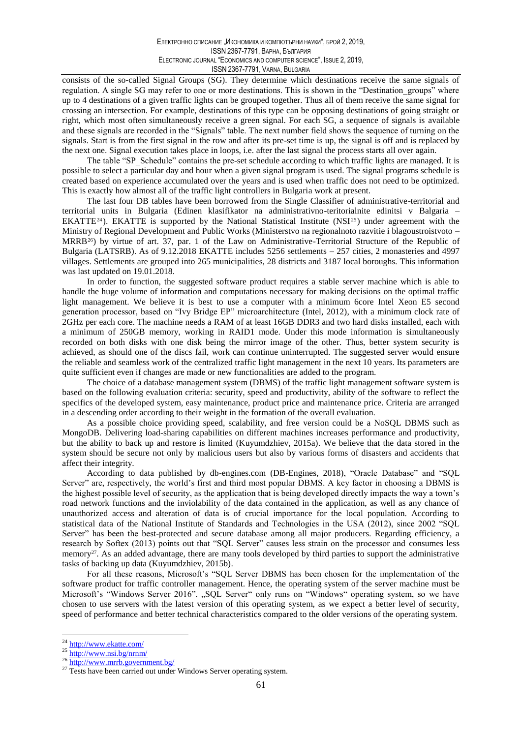consists of the so-called Signal Groups (SG). They determine which destinations receive the same signals of regulation. A single SG may refer to one or more destinations. This is shown in the "Destination_groups" where up to 4 destinations of a given traffic lights can be grouped together. Thus all of them receive the same signal for crossing an intersection. For example, destinations of this type can be opposing destinations of going straight or right, which most often simultaneously receive a green signal. For each SG, a sequence of signals is available and these signals are recorded in the "Signals" table. The next number field shows the sequence of turning on the signals. Start is from the first signal in the row and after its pre-set time is up, the signal is off and is replaced by the next one. Signal execution takes place in loops, i.e. after the last signal the process starts all over again.

The table "SP_Schedule" contains the pre-set schedule according to which traffic lights are managed. It is possible to select a particular day and hour when a given signal program is used. The signal programs schedule is created based on experience accumulated over the years and is used when traffic does not need to be optimized. This is exactly how almost all of the traffic light controllers in Bulgaria work at present.

The last four DB tables have been borrowed from the Single Classifier of administrative-territorial and territorial units in Bulgaria (Edinen klasifikator na administrativno-teritorialnite edinitsi v Balgaria – EKATTE[24]). EKATTE is supported by the National Statistical Institute (NSI[25]) under agreement with the Ministry of Regional Development and Public Works (Ministerstvo na regionalnoto razvitie i blagoustroistvoto – MRRB[26]) by virtue of art. 37, par. 1 of the Law on Administrative-Territorial Structure of the Republic of Bulgaria (LATSRB). As of 9.12.2018 EKATTE includes 5256 settlements – 257 cities, 2 monasteries and 4997 villages. Settlements are grouped into 265 municipalities, 28 districts and 3187 local boroughs. This information was last updated on 19.01.2018.

In order to function, the suggested software product requires a stable server machine which is able to handle the huge volume of information and computations necessary for making decisions on the optimal traffic light management. We believe it is best to use a computer with a minimum 6core Intel Xeon E5 second generation processor, based on "Ivy Bridge EP" microarchitecture (Intel, 2012), with a minimum clock rate of 2GHz per each core. The machine needs a RAM of at least 16GB DDR3 and two hard disks installed, each with a minimum of 250GB memory, working in RAID1 mode. Under this mode information is simultaneously recorded on both disks with one disk being the mirror image of the other. Thus, better system security is achieved, as should one of the discs fail, work can continue uninterrupted. The suggested server would ensure the reliable and seamless work of the centralized traffic light management in the next 10 years. Its parameters are quite sufficient even if changes are made or new functionalities are added to the program.

The choice of a database management system (DBMS) of the traffic light management software system is based on the following evaluation criteria: security, speed and productivity, ability of the software to reflect the specifics of the developed system, easy maintenance, product price and maintenance price. Criteria are arranged in a descending order according to their weight in the formation of the overall evaluation.

As a possible choice providing speed, scalability, and free version could be a NoSQL DBMS such as MongoDB. Delivering load-sharing capabilities on different machines increases performance and productivity, but the ability to back up and restore is limited (Kuyumdzhiev, 2015a). We believe that the data stored in the system should be secure not only by malicious users but also by various forms of disasters and accidents that affect their integrity.

According to data published by db-engines.com (DB-Engines, 2018), "Oracle Database" and "SQL Server" are, respectively, the world's first and third most popular DBMS. A key factor in choosing a DBMS is the highest possible level of security, as the application that is being developed directly impacts the way a town's road network functions and the inviolability of the data contained in the application, as well as any chance of unauthorized access and alteration of data is of crucial importance for the local population. According to statistical data of the National Institute of Standards and Technologies in the USA (2012), since 2002 "SQL Server" has been the best-protected and secure database among all major producers. Regarding efficiency, a research by Softex (2013) points out that "SQL Server" causes less strain on the processor and consumes less memory[27]. As an added advantage, there are many tools developed by third parties to support the administrative tasks of backing up data (Kuyumdzhiev, 2015b).

For all these reasons, Microsoft's "SQL Server DBMS has been chosen for the implementation of the software product for traffic controller management. Hence, the operating system of the server machine must be Microsoft's "Windows Server 2016". „SQL Server" only runs on "Windows" operating system, so we have chosen to use servers with the latest version of this operating system, as we expect a better level of security, speed of performance and better technical characteristics compared to the older versions of the operating system.

---

[24] http://www.ekatte.com/

[25] http://www.nsi.bg/nrnm/

[26] http://www.mrrb.government.bg/

[27] Tests have been carried out under Windows Server operating system.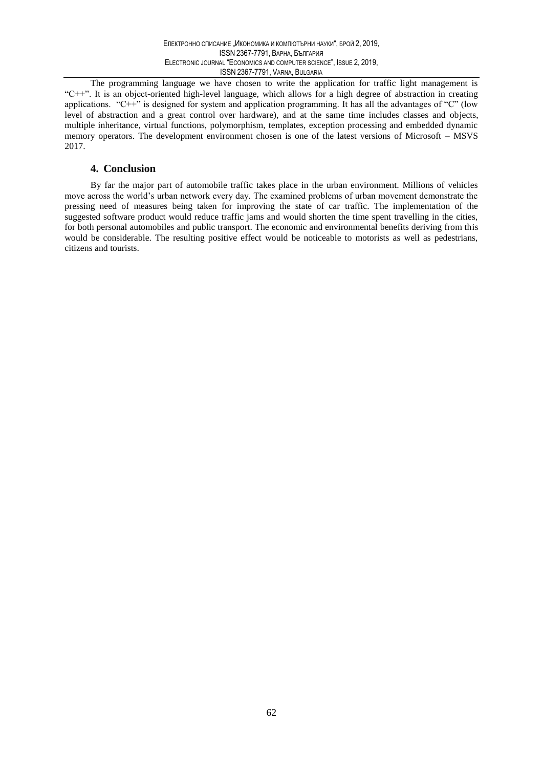The programming language we have chosen to write the application for traffic light management is "C++". It is an object-oriented high-level language, which allows for a high degree of abstraction in creating applications. "C++" is designed for system and application programming. It has all the advantages of "C" (low level of abstraction and a great control over hardware), and at the same time includes classes and objects, multiple inheritance, virtual functions, polymorphism, templates, exception processing and embedded dynamic memory operators. The development environment chosen is one of the latest versions of Microsoft – MSVS 2017.

## 4. Conclusion

By far the major part of automobile traffic takes place in the urban environment. Millions of vehicles move across the world's urban network every day. The examined problems of urban movement demonstrate the pressing need of measures being taken for improving the state of car traffic. The implementation of the suggested software product would reduce traffic jams and would shorten the time spent travelling in the cities, for both personal automobiles and public transport. The economic and environmental benefits deriving from this would be considerable. The resulting positive effect would be noticeable to motorists as well as pedestrians, citizens and tourists.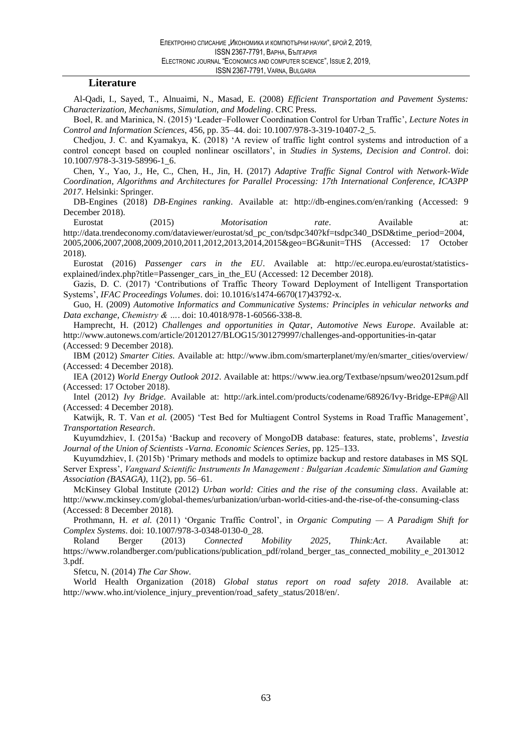## Literature

Al-Qadi, I., Sayed, T., Alnuaimi, N., Masad, E. (2008) *Efficient Transportation and Pavement Systems: Characterization, Mechanisms, Simulation, and Modeling*. CRC Press.

Boel, R. and Marinica, N. (2015) 'Leader–Follower Coordination Control for Urban Traffic', *Lecture Notes in Control and Information Sciences*, 456, pp. 35–44. doi: 10.1007/978-3-319-10407-2_5.

Chedjou, J. C. and Kyamakya, K. (2018) 'A review of traffic light control systems and introduction of a control concept based on coupled nonlinear oscillators', in *Studies in Systems, Decision and Control*. doi: 10.1007/978-3-319-58996-1_6.

Chen, Y., Yao, J., He, C., Chen, H., Jin, H. (2017) *Adaptive Traffic Signal Control with Network-Wide Coordination, Algorithms and Architectures for Parallel Processing: 17th International Conference, ICA3PP 2017*. Helsinki: Springer.

DB-Engines (2018) *DB-Engines ranking*. Available at: http://db-engines.com/en/ranking (Accessed: 9 December 2018).

Eurostat (2015) *Motorisation rate*. Available at: http://data.trendeconomy.com/dataviewer/eurostat/sd_pc_con/tsdpc340?kf=tsdpc340_DSD&time_period=2004,2005,2006,2007,2008,2009,2010,2011,2012,2013,2014,2015&geo=BG&unit=THS (Accessed: 17 October 2018).

Eurostat (2016) *Passenger cars in the EU*. Available at: http://ec.europa.eu/eurostat/statistics-explained/index.php?title=Passenger_cars_in_the_EU (Accessed: 12 December 2018).

Gazis, D. C. (2017) 'Contributions of Traffic Theory Toward Deployment of Intelligent Transportation Systems', *IFAC Proceedings Volumes*. doi: 10.1016/s1474-6670(17)43792-x.

Guo, H. (2009) *Automotive Informatics and Communicative Systems: Principles in vehicular networks and Data exchange*, *Chemistry & …*. doi: 10.4018/978-1-60566-338-8.

Hamprecht, H. (2012) *Challenges and opportunities in Qatar*, *Automotive News Europe*. Available at: http://www.autonews.com/article/20120127/BLOG15/301279997/challenges-and-opportunities-in-qatar (Accessed: 9 December 2018).

IBM (2012) *Smarter Cities*. Available at: http://www.ibm.com/smarterplanet/my/en/smarter_cities/overview/ (Accessed: 4 December 2018).

IEA (2012) *World Energy Outlook 2012*. Available at: https://www.iea.org/Textbase/npsum/weo2012sum.pdf (Accessed: 17 October 2018).

Intel (2012) *Ivy Bridge*. Available at: http://ark.intel.com/products/codename/68926/Ivy-Bridge-EP#@All (Accessed: 4 December 2018).

Katwijk, R. T. Van *et al.* (2005) 'Test Bed for Multiagent Control Systems in Road Traffic Management', *Transportation Research*.

Kuyumdzhiev, I. (2015a) 'Backup and recovery of MongoDB database: features, state, problems', *Izvestia Journal of the Union of Scientists -Varna. Economic Sciences Series*, pp. 125–133.

Kuyumdzhiev, I. (2015b) 'Primary methods and models to optimize backup and restore databases in MS SQL Server Express', *Vanguard Scientific Instruments In Management : Bulgarian Academic Simulation and Gaming Association (BASAGA)*, 11(2), pp. 56–61.

McKinsey Global Institute (2012) *Urban world: Cities and the rise of the consuming class*. Available at: http://www.mckinsey.com/global-themes/urbanization/urban-world-cities-and-the-rise-of-the-consuming-class (Accessed: 8 December 2018).

Prothmann, H. *et al.* (2011) 'Organic Traffic Control', in *Organic Computing — A Paradigm Shift for Complex Systems*. doi: 10.1007/978-3-0348-0130-0_28.

Roland Berger (2013) *Connected Mobility 2025, Think:Act*. Available at: https://www.rolandberger.com/publications/publication_pdf/roland_berger_tas_connected_mobility_e_20130123.pdf.

Sfetcu, N. (2014) *The Car Show*.

World Health Organization (2018) *Global status report on road safety 2018*. Available at: http://www.who.int/violence_injury_prevention/road_safety_status/2018/en/.